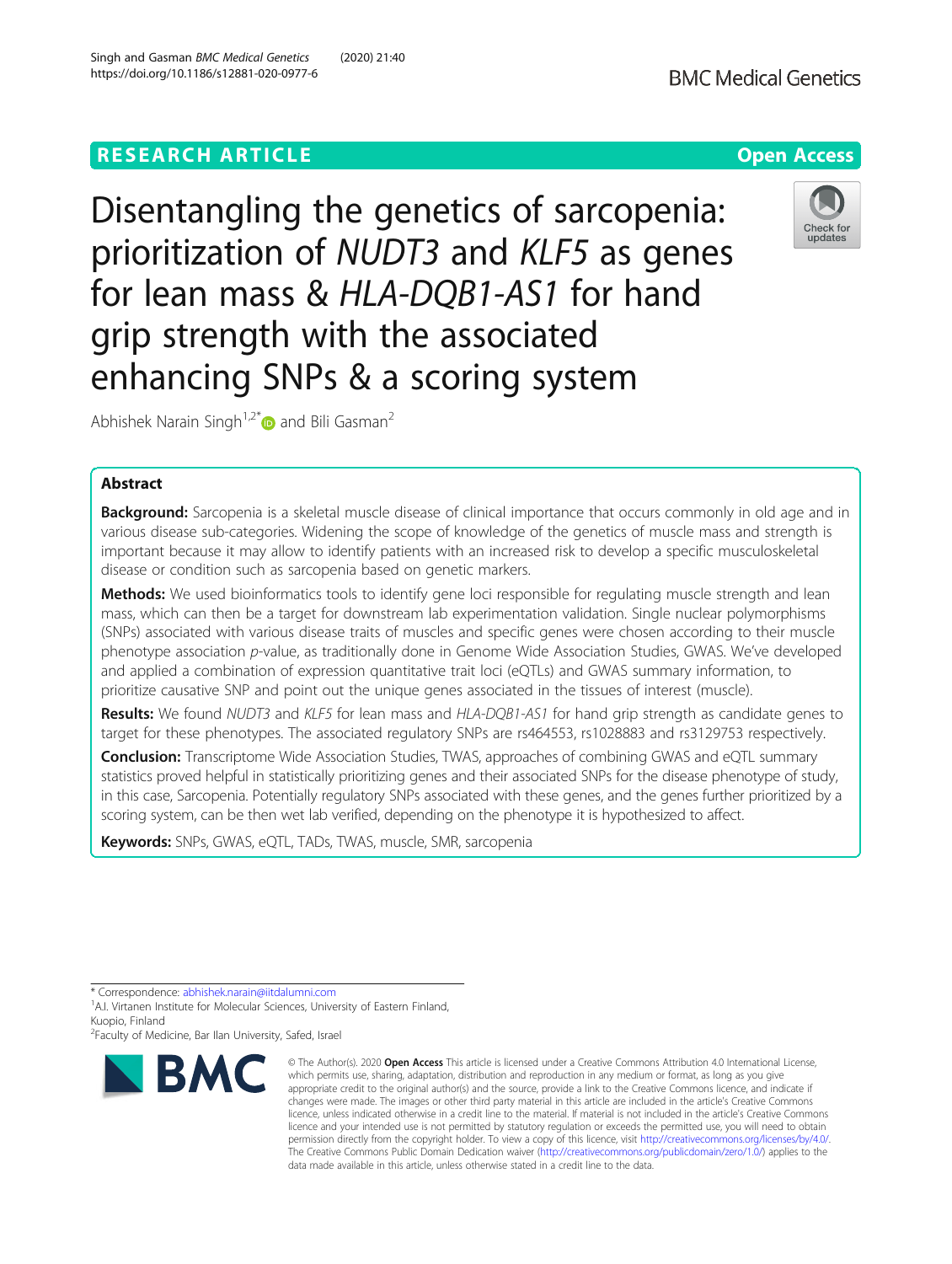RESEARCH ARTICLE

Open Access

# Disentangling the genetics of sarcopenia: prioritization of *NUDT3* and *KLF5* as genes for lean mass & *HLA-DQB1-AS1* for hand grip strength with the associated enhancing SNPs & a scoring system

Abhishek Narain Singh[1,2]* and Bili Gasman[2]

## Abstract

**Background:** Sarcopenia is a skeletal muscle disease of clinical importance that occurs commonly in old age and in various disease sub-categories. Widening the scope of knowledge of the genetics of muscle mass and strength is important because it may allow to identify patients with an increased risk to develop a specific musculoskeletal disease or condition such as sarcopenia based on genetic markers.

**Methods:** We used bioinformatics tools to identify gene loci responsible for regulating muscle strength and lean mass, which can then be a target for downstream lab experimentation validation. Single nuclear polymorphisms (SNPs) associated with various disease traits of muscles and specific genes were chosen according to their muscle phenotype association *p*-value, as traditionally done in Genome Wide Association Studies, GWAS. We've developed and applied a combination of expression quantitative trait loci (eQTLs) and GWAS summary information, to prioritize causative SNP and point out the unique genes associated in the tissues of interest (muscle).

**Results:** We found *NUDT3* and *KLF5* for lean mass and *HLA-DQB1-AS1* for hand grip strength as candidate genes to target for these phenotypes. The associated regulatory SNPs are rs464553, rs1028883 and rs3129753 respectively.

**Conclusion:** Transcriptome Wide Association Studies, TWAS, approaches of combining GWAS and eQTL summary statistics proved helpful in statistically prioritizing genes and their associated SNPs for the disease phenotype of study, in this case, Sarcopenia. Potentially regulatory SNPs associated with these genes, and the genes further prioritized by a scoring system, can be then wet lab verified, depending on the phenotype it is hypothesized to affect.

**Keywords:** SNPs, GWAS, eQTL, TADs, TWAS, muscle, SMR, sarcopenia

---

\* Correspondence: abhishek.narain@iitdalumni.com

[1]A.I. Virtanen Institute for Molecular Sciences, University of Eastern Finland, Kuopio, Finland

[2]Faculty of Medicine, Bar Ilan University, Safed, Israel

© The Author(s). 2020 **Open Access** This article is licensed under a Creative Commons Attribution 4.0 International License, which permits use, sharing, adaptation, distribution and reproduction in any medium or format, as long as you give appropriate credit to the original author(s) and the source, provide a link to the Creative Commons licence, and indicate if changes were made. The images or other third party material in this article are included in the article's Creative Commons licence, unless indicated otherwise in a credit line to the material. If material is not included in the article's Creative Commons licence and your intended use is not permitted by statutory regulation or exceeds the permitted use, you will need to obtain permission directly from the copyright holder. To view a copy of this licence, visit http://creativecommons.org/licenses/by/4.0/. The Creative Commons Public Domain Dedication waiver (http://creativecommons.org/publicdomain/zero/1.0/) applies to the data made available in this article, unless otherwise stated in a credit line to the data.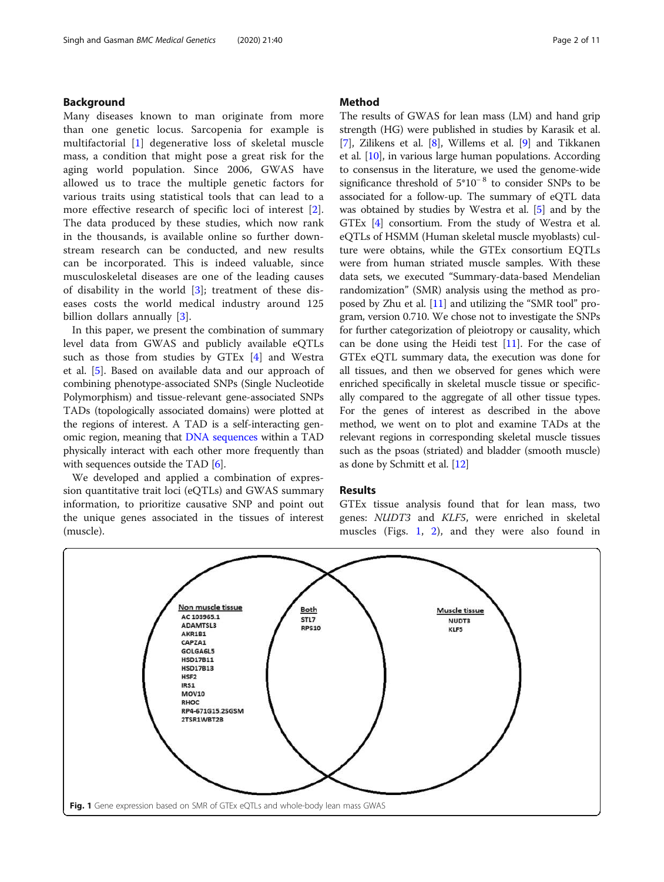## Background

Many diseases known to man originate from more than one genetic locus. Sarcopenia for example is multifactorial [1] degenerative loss of skeletal muscle mass, a condition that might pose a great risk for the aging world population. Since 2006, GWAS have allowed us to trace the multiple genetic factors for various traits using statistical tools that can lead to a more effective research of specific loci of interest [2]. The data produced by these studies, which now rank in the thousands, is available online so further downstream research can be conducted, and new results can be incorporated. This is indeed valuable, since musculoskeletal diseases are one of the leading causes of disability in the world [3]; treatment of these diseases costs the world medical industry around 125 billion dollars annually [3].

In this paper, we present the combination of summary level data from GWAS and publicly available eQTLs such as those from studies by GTEx [4] and Westra et al. [5]. Based on available data and our approach of combining phenotype-associated SNPs (Single Nucleotide Polymorphism) and tissue-relevant gene-associated SNPs TADs (topologically associated domains) were plotted at the regions of interest. A TAD is a self-interacting genomic region, meaning that DNA sequences within a TAD physically interact with each other more frequently than with sequences outside the TAD [6].

We developed and applied a combination of expression quantitative trait loci (eQTLs) and GWAS summary information, to prioritize causative SNP and point out the unique genes associated in the tissues of interest (muscle).

## Method

The results of GWAS for lean mass (LM) and hand grip strength (HG) were published in studies by Karasik et al. [7], Zilikens et al. [8], Willems et al. [9] and Tikkanen et al. [10], in various large human populations. According to consensus in the literature, we used the genome-wide significance threshold of $5*10^{-8}$ to consider SNPs to be associated for a follow-up. The summary of eQTL data was obtained by studies by Westra et al. [5] and by the GTEx [4] consortium. From the study of Westra et al. eQTLs of HSMM (Human skeletal muscle myoblasts) culture were obtains, while the GTEx consortium EQTLs were from human striated muscle samples. With these data sets, we executed "Summary-data-based Mendelian randomization" (SMR) analysis using the method as proposed by Zhu et al. [11] and utilizing the "SMR tool" program, version 0.710. We chose not to investigate the SNPs for further categorization of pleiotropy or causality, which can be done using the Heidi test [11]. For the case of GTEx eQTL summary data, the execution was done for all tissues, and then we observed for genes which were enriched specifically in skeletal muscle tissue or specifically compared to the aggregate of all other tissue types. For the genes of interest as described in the above method, we went on to plot and examine TADs at the relevant regions in corresponding skeletal muscle tissues such as the psoas (striated) and bladder (smooth muscle) as done by Schmitt et al. [12]

## Results

GTEx tissue analysis found that for lean mass, two genes: *NUDT3* and *KLF5*, were enriched in skeletal muscles (Figs. 1, 2), and they were also found in

| Non muscle tissue | Both | Muscle tissue |
| --- | --- | --- |
| AC 103965.1 | STL7 | NUDT3 |
| ADAMTSL3 | RPS10 | KLF5 |
| AKR1B1 | | |
| CAPZA1 | | |
| GOLGA6L5 | | |
| HSD17B11 | | |
| HSD17B13 | | |
| HSF2 | | |
| IRS1 | | |
| MOV10 | | |
| RHOC | | |
| RP4-671G15.2SGSM | | |
| 2TSR1WBT2B | | |

**Fig. 1** Gene expression based on SMR of GTEx eQTLs and whole-body lean mass GWAS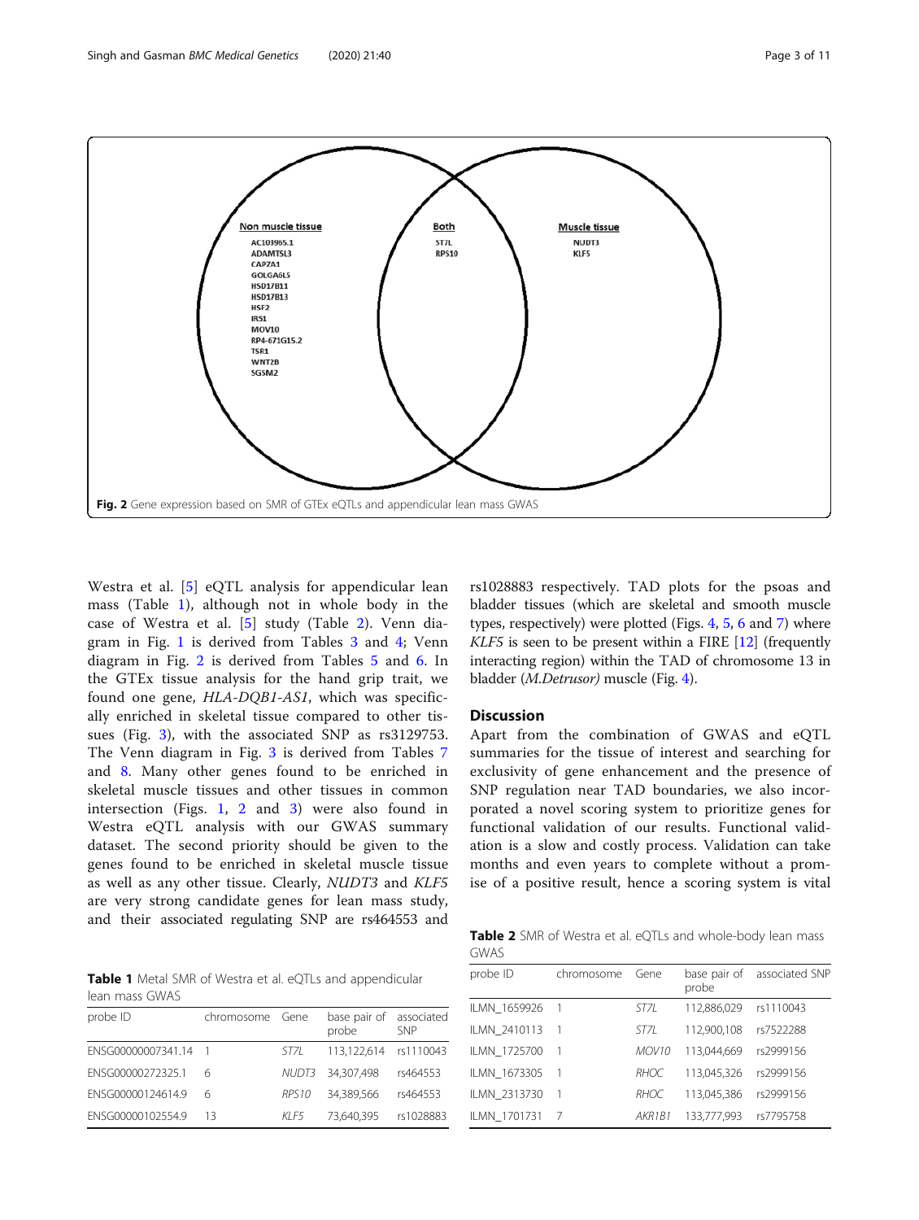Fig. 2 Gene expression based on SMR of GTEx eQTLs and appendicular lean mass GWAS

Westra et al. [5] eQTL analysis for appendicular lean mass (Table 1), although not in whole body in the case of Westra et al. [5] study (Table 2). Venn diagram in Fig. 1 is derived from Tables 3 and 4; Venn diagram in Fig. 2 is derived from Tables 5 and 6. In the GTEx tissue analysis for the hand grip trait, we found one gene, *HLA-DQB1-AS1*, which was specifically enriched in skeletal tissue compared to other tissues (Fig. 3), with the associated SNP as rs3129753. The Venn diagram in Fig. 3 is derived from Tables 7 and 8. Many other genes found to be enriched in skeletal muscle tissues and other tissues in common intersection (Figs. 1, 2 and 3) were also found in Westra eQTL analysis with our GWAS summary dataset. The second priority should be given to the genes found to be enriched in skeletal muscle tissue as well as any other tissue. Clearly, *NUDT3* and *KLF5* are very strong candidate genes for lean mass study, and their associated regulating SNP are rs464553 and rs1028883 respectively. TAD plots for the psoas and bladder tissues (which are skeletal and smooth muscle types, respectively) were plotted (Figs. 4, 5, 6 and 7) where *KLF5* is seen to be present within a FIRE [12] (frequently interacting region) within the TAD of chromosome 13 in bladder (*M.Detrusor*) muscle (Fig. 4).

**Table 1** Metal SMR of Westra et al. eQTLs and appendicular lean mass GWAS

| probe ID | chromosome | Gene | base pair of probe | associated SNP |
|---|---|---|---|---|
| ENSG00000007341.14 | 1 | *ST7L* | 113,122,614 | rs1110043 |
| ENSG00000272325.1 | 6 | *NUDT3* | 34,307,498 | rs464553 |
| ENSG00000124614.9 | 6 | *RPS10* | 34,389,566 | rs464553 |
| ENSG00000102554.9 | 13 | *KLF5* | 73,640,395 | rs1028883 |

## Discussion

Apart from the combination of GWAS and eQTL summaries for the tissue of interest and searching for exclusivity of gene enhancement and the presence of SNP regulation near TAD boundaries, we also incorporated a novel scoring system to prioritize genes for functional validation of our results. Functional validation is a slow and costly process. Validation can take months and even years to complete without a promise of a positive result, hence a scoring system is vital

**Table 2** SMR of Westra et al. eQTLs and whole-body lean mass GWAS

| probe ID | chromosome | Gene | base pair of probe | associated SNP |
|---|---|---|---|---|
| ILMN_1659926 | 1 | *ST7L* | 112,886,029 | rs1110043 |
| ILMN_2410113 | 1 | *ST7L* | 112,900,108 | rs7522288 |
| ILMN_1725700 | 1 | *MOV10* | 113,044,669 | rs2999156 |
| ILMN_1673305 | 1 | *RHOC* | 113,045,326 | rs2999156 |
| ILMN_2313730 | 1 | *RHOC* | 113,045,386 | rs2999156 |
| ILMN_1701731 | 7 | *AKR1B1* | 133,777,993 | rs7795758 |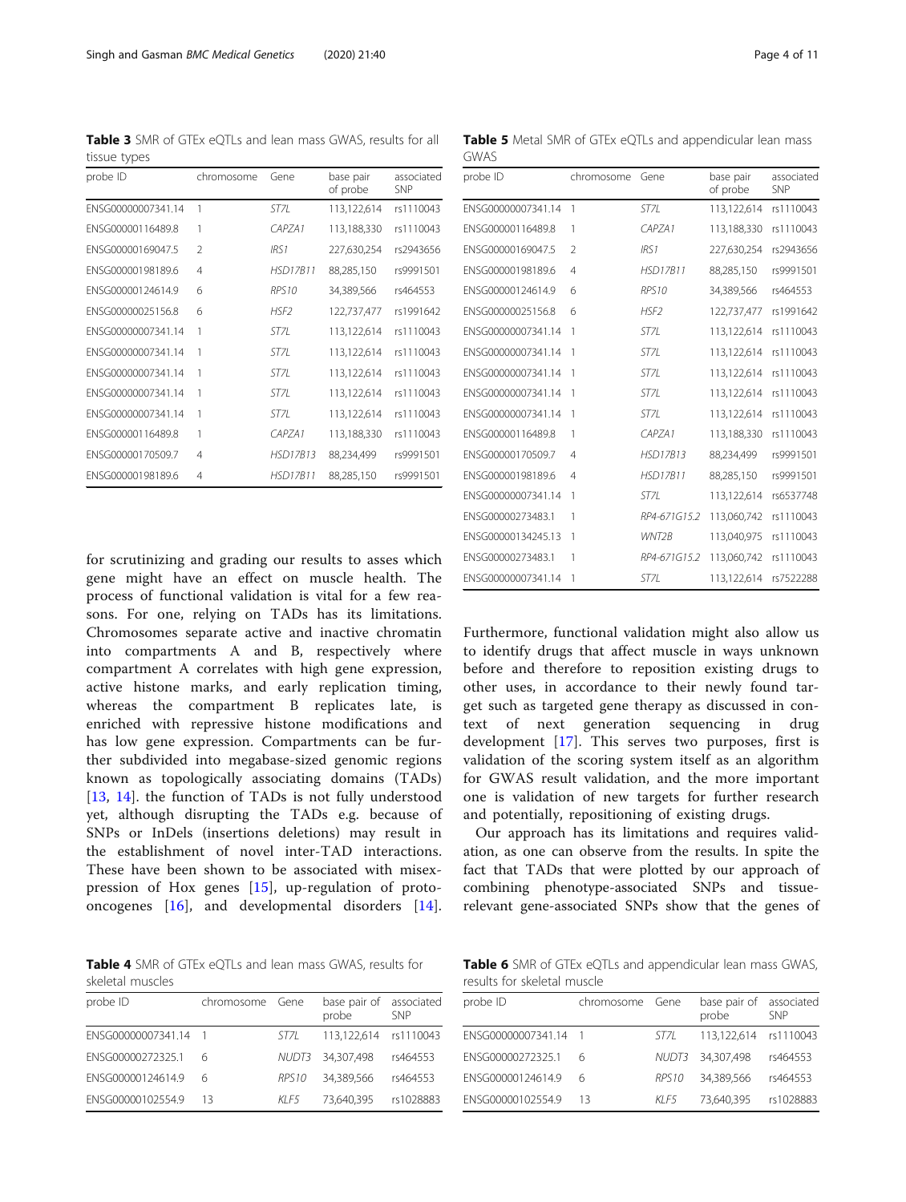**Table 3** SMR of GTEx eQTLs and lean mass GWAS, results for all tissue types

| probe ID | chromosome | Gene | base pair of probe | associated SNP |
|---|---|---|---|---|
| ENSG00000007341.14 | 1 | *ST7L* | 113,122,614 | rs1110043 |
| ENSG00000116489.8 | 1 | *CAPZA1* | 113,188,330 | rs1110043 |
| ENSG00000169047.5 | 2 | *IRS1* | 227,630,254 | rs2943656 |
| ENSG00000198189.6 | 4 | *HSD17B11* | 88,285,150 | rs9991501 |
| ENSG00000124614.9 | 6 | *RPS10* | 34,389,566 | rs464553 |
| ENSG00000025156.8 | 6 | *HSF2* | 122,737,477 | rs1991642 |
| ENSG00000007341.14 | 1 | *ST7L* | 113,122,614 | rs1110043 |
| ENSG00000007341.14 | 1 | *ST7L* | 113,122,614 | rs1110043 |
| ENSG00000007341.14 | 1 | *ST7L* | 113,122,614 | rs1110043 |
| ENSG00000007341.14 | 1 | *ST7L* | 113,122,614 | rs1110043 |
| ENSG00000007341.14 | 1 | *ST7L* | 113,122,614 | rs1110043 |
| ENSG00000116489.8 | 1 | *CAPZA1* | 113,188,330 | rs1110043 |
| ENSG00000170509.7 | 4 | *HSD17B13* | 88,234,499 | rs9991501 |
| ENSG00000198189.6 | 4 | *HSD17B11* | 88,285,150 | rs9991501 |

for scrutinizing and grading our results to asses which gene might have an effect on muscle health. The process of functional validation is vital for a few reasons. For one, relying on TADs has its limitations. Chromosomes separate active and inactive chromatin into compartments A and B, respectively where compartment A correlates with high gene expression, active histone marks, and early replication timing, whereas the compartment B replicates late, is enriched with repressive histone modifications and has low gene expression. Compartments can be further subdivided into megabase-sized genomic regions known as topologically associating domains (TADs) [13, 14]. the function of TADs is not fully understood yet, although disrupting the TADs e.g. because of SNPs or InDels (insertions deletions) may result in the establishment of novel inter-TAD interactions. These have been shown to be associated with misexpression of Hox genes [15], up-regulation of proto-oncogenes [16], and developmental disorders [14].

**Table 4** SMR of GTEx eQTLs and lean mass GWAS, results for skeletal muscles

| probe ID | chromosome | Gene | base pair of probe | associated SNP |
|---|---|---|---|---|
| ENSG00000007341.14 | 1 | *ST7L* | 113,122,614 | rs1110043 |
| ENSG00000272325.1 | 6 | *NUDT3* | 34,307,498 | rs464553 |
| ENSG00000124614.9 | 6 | *RPS10* | 34,389,566 | rs464553 |
| ENSG00000102554.9 | 13 | *KLF5* | 73,640,395 | rs1028883 |

**Table 5** Metal SMR of GTEx eQTLs and appendicular lean mass GWAS

| probe ID | chromosome | Gene | base pair of probe | associated SNP |
|---|---|---|---|---|
| ENSG00000007341.14 | 1 | *ST7L* | 113,122,614 | rs1110043 |
| ENSG00000116489.8 | 1 | *CAPZA1* | 113,188,330 | rs1110043 |
| ENSG00000169047.5 | 2 | *IRS1* | 227,630,254 | rs2943656 |
| ENSG00000198189.6 | 4 | *HSD17B11* | 88,285,150 | rs9991501 |
| ENSG00000124614.9 | 6 | *RPS10* | 34,389,566 | rs464553 |
| ENSG00000025156.8 | 6 | *HSF2* | 122,737,477 | rs1991642 |
| ENSG00000007341.14 | 1 | *ST7L* | 113,122,614 | rs1110043 |
| ENSG00000007341.14 | 1 | *ST7L* | 113,122,614 | rs1110043 |
| ENSG00000007341.14 | 1 | *ST7L* | 113,122,614 | rs1110043 |
| ENSG00000007341.14 | 1 | *ST7L* | 113,122,614 | rs1110043 |
| ENSG00000007341.14 | 1 | *ST7L* | 113,122,614 | rs1110043 |
| ENSG00000116489.8 | 1 | *CAPZA1* | 113,188,330 | rs1110043 |
| ENSG00000170509.7 | 4 | *HSD17B13* | 88,234,499 | rs9991501 |
| ENSG00000198189.6 | 4 | *HSD17B11* | 88,285,150 | rs9991501 |
| ENSG00000007341.14 | 1 | *ST7L* | 113,122,614 | rs6537748 |
| ENSG00000273483.1 | 1 | *RP4-671G15.2* | 113,060,742 | rs1110043 |
| ENSG00000134245.13 | 1 | *WNT2B* | 113,040,975 | rs1110043 |
| ENSG00000273483.1 | 1 | *RP4-671G15.2* | 113,060,742 | rs1110043 |
| ENSG00000007341.14 | 1 | *ST7L* | 113,122,614 | rs7522288 |

Furthermore, functional validation might also allow us to identify drugs that affect muscle in ways unknown before and therefore to reposition existing drugs to other uses, in accordance to their newly found target such as targeted gene therapy as discussed in context of next generation sequencing in drug development [17]. This serves two purposes, first is validation of the scoring system itself as an algorithm for GWAS result validation, and the more important one is validation of new targets for further research and potentially, repositioning of existing drugs.

Our approach has its limitations and requires validation, as one can observe from the results. In spite the fact that TADs that were plotted by our approach of combining phenotype-associated SNPs and tissue-relevant gene-associated SNPs show that the genes of

**Table 6** SMR of GTEx eQTLs and appendicular lean mass GWAS, results for skeletal muscle

| probe ID | chromosome | Gene | base pair of probe | associated SNP |
|---|---|---|---|---|
| ENSG00000007341.14 | 1 | *ST7L* | 113,122,614 | rs1110043 |
| ENSG00000272325.1 | 6 | *NUDT3* | 34,307,498 | rs464553 |
| ENSG00000124614.9 | 6 | *RPS10* | 34,389,566 | rs464553 |
| ENSG00000102554.9 | 13 | *KLF5* | 73,640,395 | rs1028883 |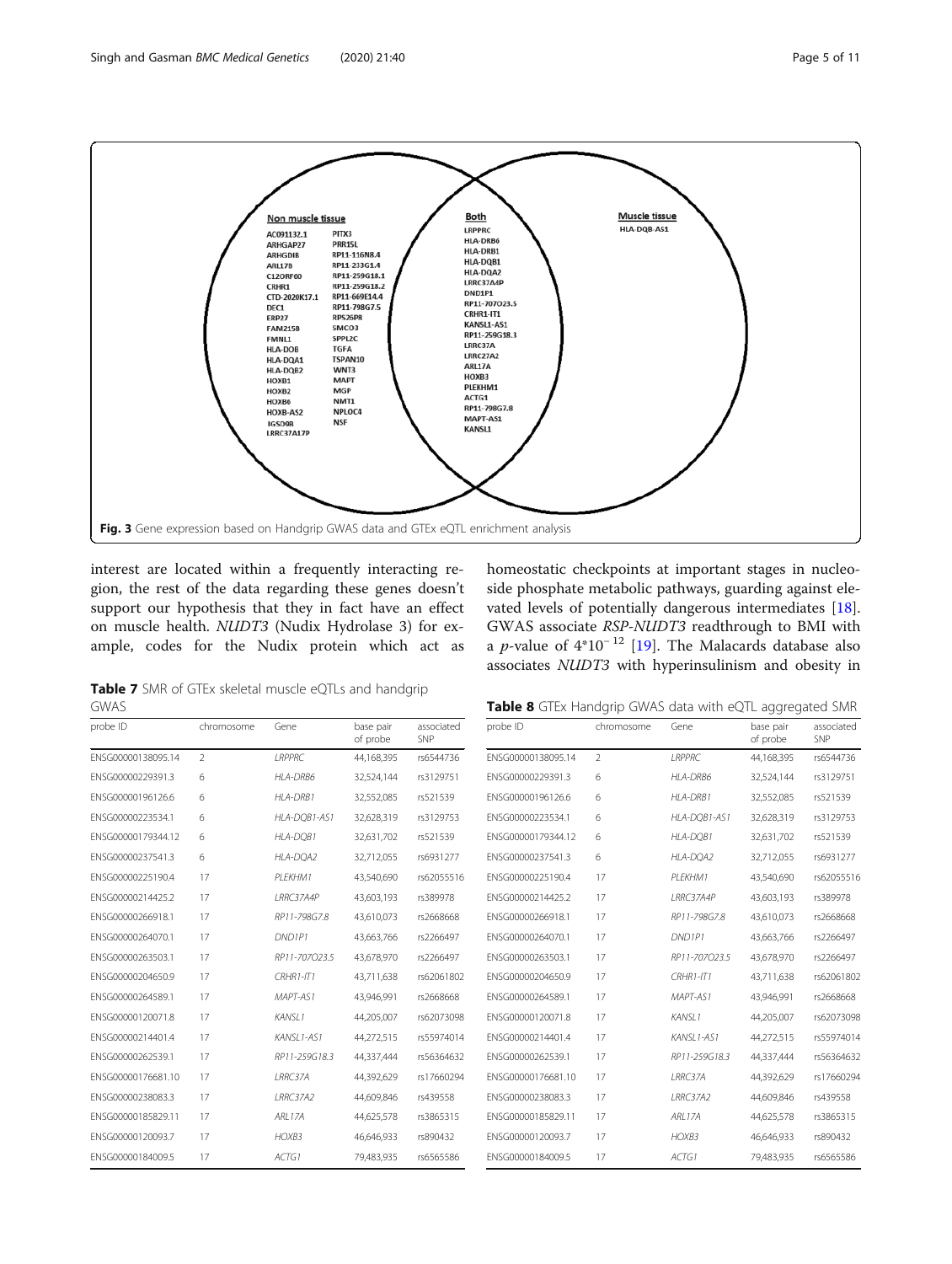**Non muscle tissue**

AC091132.1, ARHGAP27, ARHGDIB, ARL17B, C12ORF60, CRHR1, CTD-2020K17.1, DEC1, ERP27, FAM215B, FMNL1, HLA-DOB, HLA-DQA1, HLA-DQB2, HOXB1, HOXB2, HOXB6, HOXB-AS2, IGSD9B, LRRC37A17P, PITX3, PRR15L, RP11-116N8.4, RP11-233G1.4, RP11-259G18.1, RP11-259G18.2, RP11-669E14.4, RP11-798G7.5, RPS26P8, SMCO3, SPPL2C, TGFA, TSPAN10, WNT3, MAPT, MGP, NMT1, NPLOC4, NSF

**Both**

LRPPRC, HLA-DRB6, HLA-DRB1, HLA-DQB1, HLA-DQA2, LRRC37A4P, DND1P1, RP11-707O23.5, CRHR1-IT1, KANSL1-AS1, RP11-259G18.3, LRRC37A, LRRC27A2, ARL17A, HOXB3, PLEKHM1, ACTG1, RP11-798G7.8, MAPT-AS1, KANSL1

**Muscle tissue**

HLA-DQB-AS1

**Fig. 3** Gene expression based on Handgrip GWAS data and GTEx eQTL enrichment analysis

interest are located within a frequently interacting region, the rest of the data regarding these genes doesn't support our hypothesis that they in fact have an effect on muscle health. *NUDT3* (Nudix Hydrolase 3) for example, codes for the Nudix protein which act as homeostatic checkpoints at important stages in nucleoside phosphate metabolic pathways, guarding against elevated levels of potentially dangerous intermediates [18]. GWAS associate *RSP-NUDT3* readthrough to BMI with a *p*-value of $4{*}10^{-12}$ [19]. The Malacards database also associates *NUDT3* with hyperinsulinism and obesity in

**Table 7** SMR of GTEx skeletal muscle eQTLs and handgrip GWAS

| probe ID | chromosome | Gene | base pair of probe | associated SNP |
|---|---|---|---|---|
| ENSG00000138095.14 | 2 | *LRPPRC* | 44,168,395 | rs6544736 |
| ENSG00000229391.3 | 6 | *HLA-DRB6* | 32,524,144 | rs3129751 |
| ENSG00000196126.6 | 6 | *HLA-DRB1* | 32,552,085 | rs521539 |
| ENSG00000223534.1 | 6 | *HLA-DQB1-AS1* | 32,628,319 | rs3129753 |
| ENSG00000179344.12 | 6 | *HLA-DQB1* | 32,631,702 | rs521539 |
| ENSG00000237541.3 | 6 | *HLA-DQA2* | 32,712,055 | rs6931277 |
| ENSG00000225190.4 | 17 | *PLEKHM1* | 43,540,690 | rs62055516 |
| ENSG00000214425.2 | 17 | *LRRC37A4P* | 43,603,193 | rs389978 |
| ENSG00000266918.1 | 17 | *RP11-798G7.8* | 43,610,073 | rs2668668 |
| ENSG00000264070.1 | 17 | *DND1P1* | 43,663,766 | rs2266497 |
| ENSG00000263503.1 | 17 | *RP11-707O23.5* | 43,678,970 | rs2266497 |
| ENSG00000204650.9 | 17 | *CRHR1-IT1* | 43,711,638 | rs62061802 |
| ENSG00000264589.1 | 17 | *MAPT-AS1* | 43,946,991 | rs2668668 |
| ENSG00000120071.8 | 17 | *KANSL1* | 44,205,007 | rs62073098 |
| ENSG00000214401.4 | 17 | *KANSL1-AS1* | 44,272,515 | rs55974014 |
| ENSG00000262539.1 | 17 | *RP11-259G18.3* | 44,337,444 | rs56364632 |
| ENSG00000176681.10 | 17 | *LRRC37A* | 44,392,629 | rs17660294 |
| ENSG00000238083.3 | 17 | *LRRC37A2* | 44,609,846 | rs439558 |
| ENSG00000185829.11 | 17 | *ARL17A* | 44,625,578 | rs3865315 |
| ENSG00000120093.7 | 17 | *HOXB3* | 46,646,933 | rs890432 |
| ENSG00000184009.5 | 17 | *ACTG1* | 79,483,935 | rs6565586 |

**Table 8** GTEx Handgrip GWAS data with eQTL aggregated SMR

| probe ID | chromosome | Gene | base pair of probe | associated SNP |
|---|---|---|---|---|
| ENSG00000138095.14 | 2 | *LRPPRC* | 44,168,395 | rs6544736 |
| ENSG00000229391.3 | 6 | *HLA-DRB6* | 32,524,144 | rs3129751 |
| ENSG00000196126.6 | 6 | *HLA-DRB1* | 32,552,085 | rs521539 |
| ENSG00000223534.1 | 6 | *HLA-DQB1-AS1* | 32,628,319 | rs3129753 |
| ENSG00000179344.12 | 6 | *HLA-DQB1* | 32,631,702 | rs521539 |
| ENSG00000237541.3 | 6 | *HLA-DQA2* | 32,712,055 | rs6931277 |
| ENSG00000225190.4 | 17 | *PLEKHM1* | 43,540,690 | rs62055516 |
| ENSG00000214425.2 | 17 | *LRRC37A4P* | 43,603,193 | rs389978 |
| ENSG00000266918.1 | 17 | *RP11-798G7.8* | 43,610,073 | rs2668668 |
| ENSG00000264070.1 | 17 | *DND1P1* | 43,663,766 | rs2266497 |
| ENSG00000263503.1 | 17 | *RP11-707O23.5* | 43,678,970 | rs2266497 |
| ENSG00000204650.9 | 17 | *CRHR1-IT1* | 43,711,638 | rs62061802 |
| ENSG00000264589.1 | 17 | *MAPT-AS1* | 43,946,991 | rs2668668 |
| ENSG00000120071.8 | 17 | *KANSL1* | 44,205,007 | rs62073098 |
| ENSG00000214401.4 | 17 | *KANSL1-AS1* | 44,272,515 | rs55974014 |
| ENSG00000262539.1 | 17 | *RP11-259G18.3* | 44,337,444 | rs56364632 |
| ENSG00000176681.10 | 17 | *LRRC37A* | 44,392,629 | rs17660294 |
| ENSG00000238083.3 | 17 | *LRRC37A2* | 44,609,846 | rs439558 |
| ENSG00000185829.11 | 17 | *ARL17A* | 44,625,578 | rs3865315 |
| ENSG00000120093.7 | 17 | *HOXB3* | 46,646,933 | rs890432 |
| ENSG00000184009.5 | 17 | *ACTG1* | 79,483,935 | rs6565586 |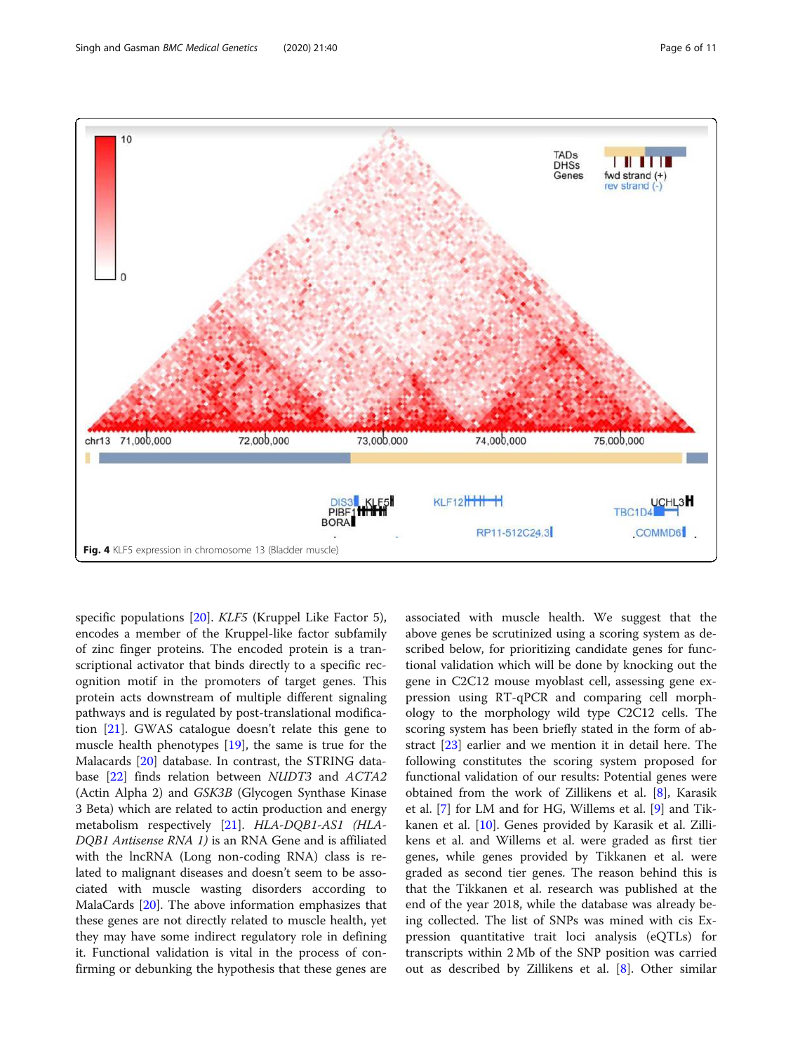**Fig. 4** KLF5 expression in chromosome 13 (Bladder muscle)

specific populations [20]. *KLF5* (Kruppel Like Factor 5), encodes a member of the Kruppel-like factor subfamily of zinc finger proteins. The encoded protein is a transcriptional activator that binds directly to a specific recognition motif in the promoters of target genes. This protein acts downstream of multiple different signaling pathways and is regulated by post-translational modification [21]. GWAS catalogue doesn't relate this gene to muscle health phenotypes [19], the same is true for the Malacards [20] database. In contrast, the STRING database [22] finds relation between *NUDT3* and *ACTA2* (Actin Alpha 2) and *GSK3B* (Glycogen Synthase Kinase 3 Beta) which are related to actin production and energy metabolism respectively [21]. *HLA-DQB1-AS1 (HLA-DQB1 Antisense RNA 1)* is an RNA Gene and is affiliated with the lncRNA (Long non-coding RNA) class is related to malignant diseases and doesn't seem to be associated with muscle wasting disorders according to MalaCards [20]. The above information emphasizes that these genes are not directly related to muscle health, yet they may have some indirect regulatory role in defining it. Functional validation is vital in the process of confirming or debunking the hypothesis that these genes are associated with muscle health. We suggest that the above genes be scrutinized using a scoring system as described below, for prioritizing candidate genes for functional validation which will be done by knocking out the gene in C2C12 mouse myoblast cell, assessing gene expression using RT-qPCR and comparing cell morphology to the morphology wild type C2C12 cells. The scoring system has been briefly stated in the form of abstract [23] earlier and we mention it in detail here. The following constitutes the scoring system proposed for functional validation of our results: Potential genes were obtained from the work of Zillikens et al. [8], Karasik et al. [7] for LM and for HG, Willems et al. [9] and Tikkanen et al. [10]. Genes provided by Karasik et al. Zillikens et al. and Willems et al. were graded as first tier genes, while genes provided by Tikkanen et al. were graded as second tier genes. The reason behind this is that the Tikkanen et al. research was published at the end of the year 2018, while the database was already being collected. The list of SNPs was mined with cis Expression quantitative trait loci analysis (eQTLs) for transcripts within 2 Mb of the SNP position was carried out as described by Zillikens et al. [8]. Other similar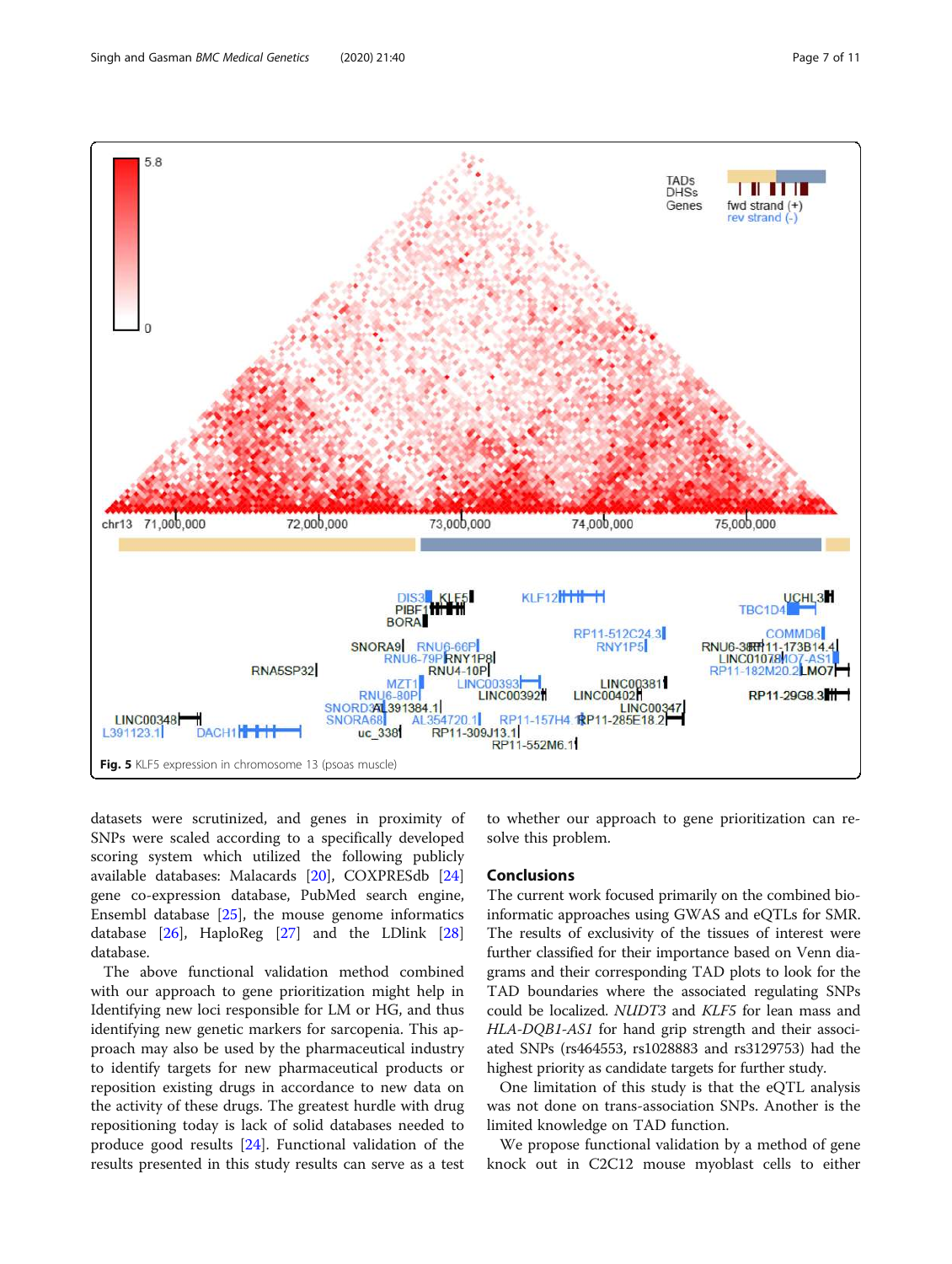Fig. 5 KLF5 expression in chromosome 13 (psoas muscle)

datasets were scrutinized, and genes in proximity of SNPs were scaled according to a specifically developed scoring system which utilized the following publicly available databases: Malacards [20], COXPRESdb [24] gene co-expression database, PubMed search engine, Ensembl database [25], the mouse genome informatics database [26], HaploReg [27] and the LDlink [28] database.

The above functional validation method combined with our approach to gene prioritization might help in Identifying new loci responsible for LM or HG, and thus identifying new genetic markers for sarcopenia. This approach may also be used by the pharmaceutical industry to identify targets for new pharmaceutical products or reposition existing drugs in accordance to new data on the activity of these drugs. The greatest hurdle with drug repositioning today is lack of solid databases needed to produce good results [24]. Functional validation of the results presented in this study results can serve as a test to whether our approach to gene prioritization can resolve this problem.

## Conclusions

The current work focused primarily on the combined bioinformatic approaches using GWAS and eQTLs for SMR. The results of exclusivity of the tissues of interest were further classified for their importance based on Venn diagrams and their corresponding TAD plots to look for the TAD boundaries where the associated regulating SNPs could be localized. *NUDT3* and *KLF5* for lean mass and *HLA-DQB1-AS1* for hand grip strength and their associated SNPs (rs464553, rs1028883 and rs3129753) had the highest priority as candidate targets for further study.

One limitation of this study is that the eQTL analysis was not done on trans-association SNPs. Another is the limited knowledge on TAD function.

We propose functional validation by a method of gene knock out in C2C12 mouse myoblast cells to either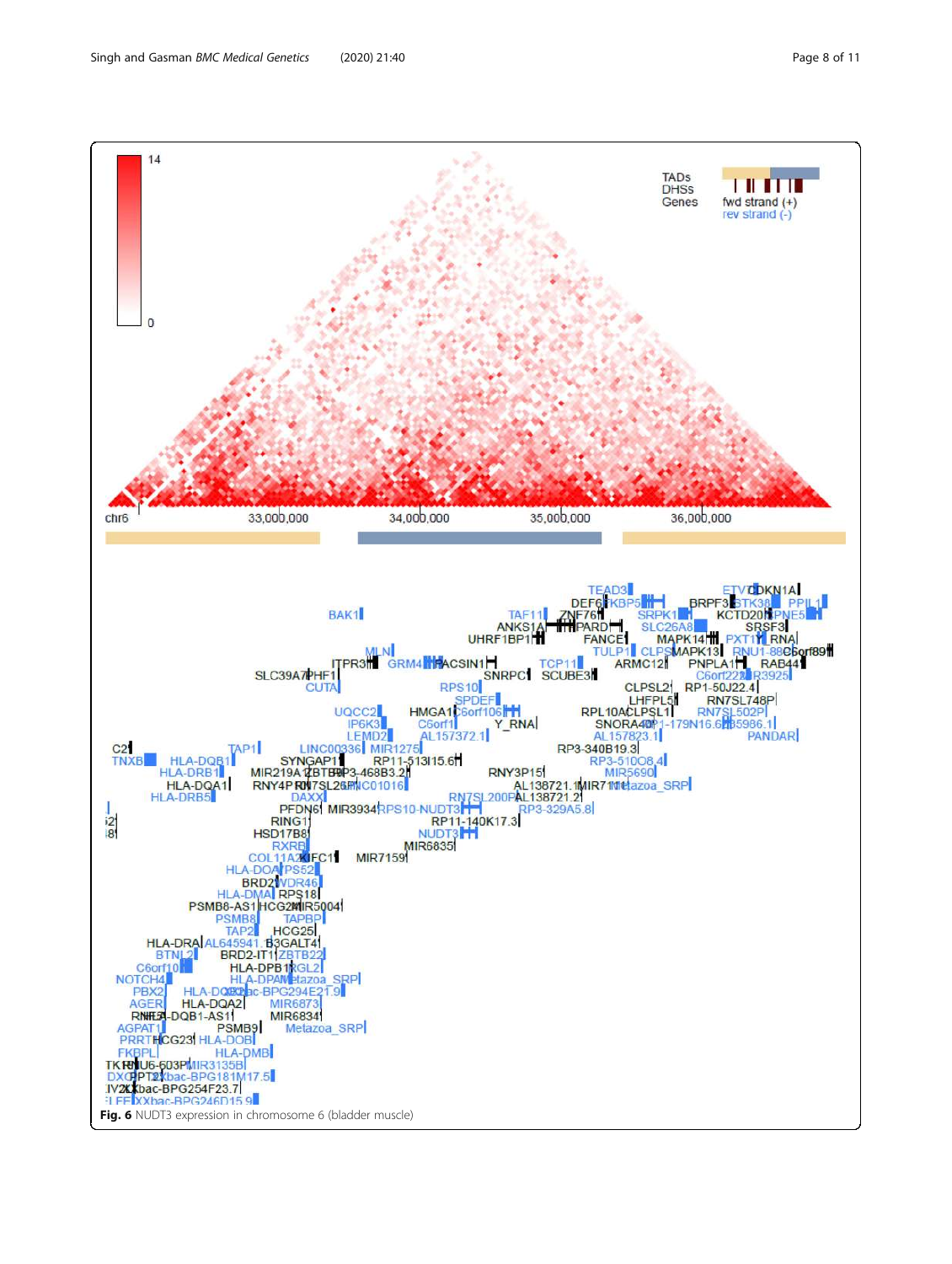**Fig. 6** NUDT3 expression in chromosome 6 (bladder muscle)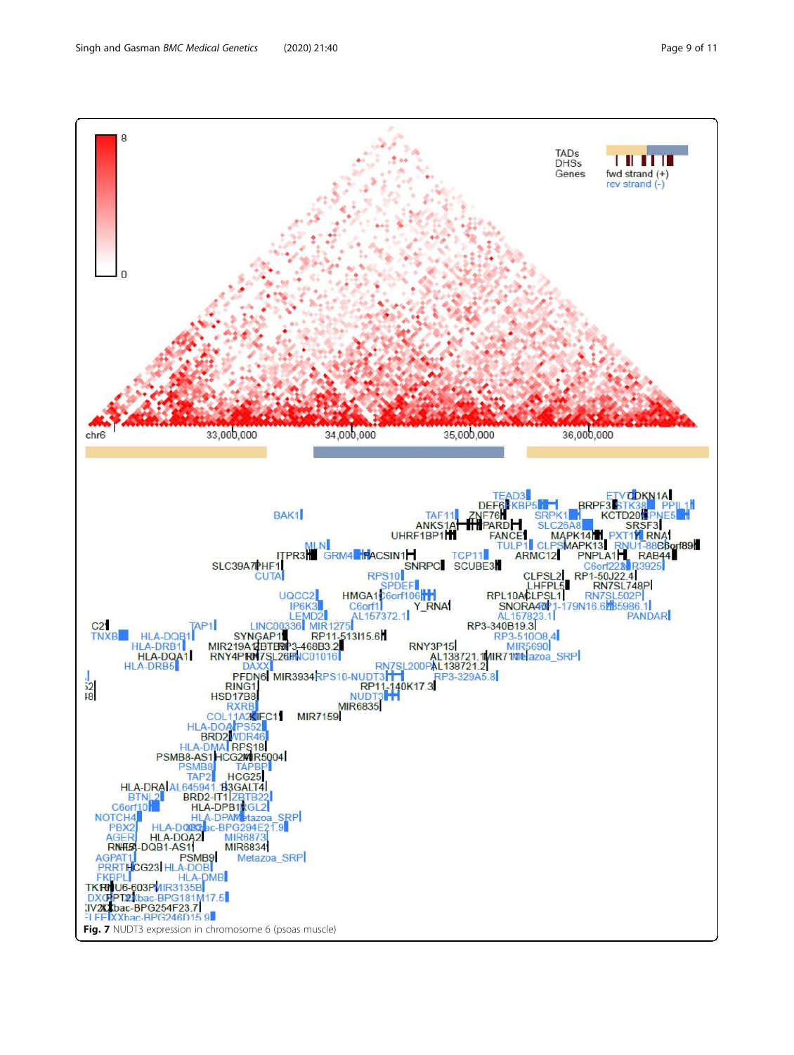**Fig. 7** NUDT3 expression in chromosome 6 (psoas muscle)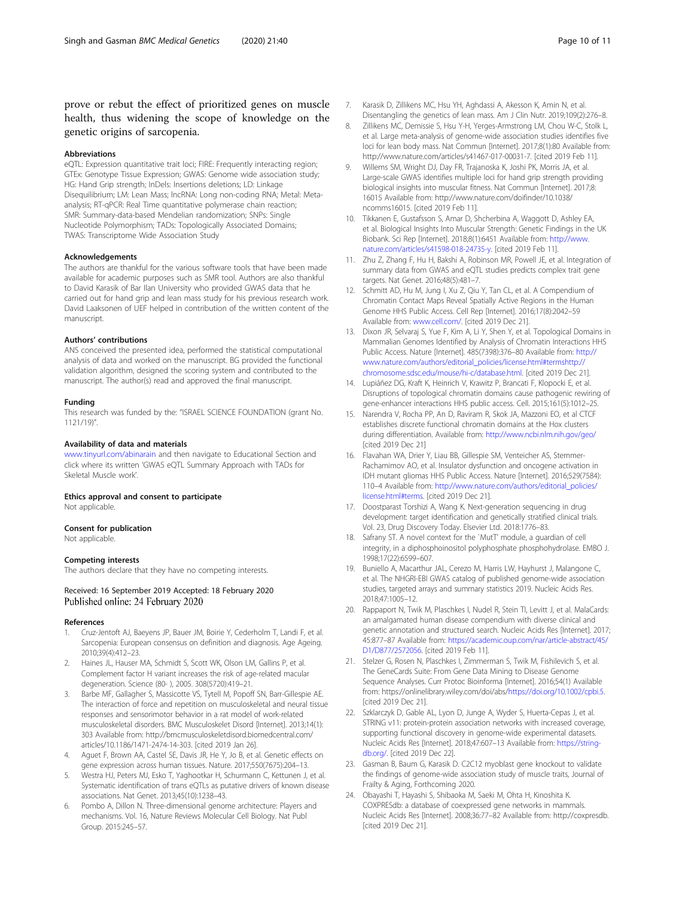prove or rebut the effect of prioritized genes on muscle health, thus widening the scope of knowledge on the genetic origins of sarcopenia.

### Abbreviations

eQTL: Expression quantitative trait loci; FIRE: Frequently interacting region; GTEx: Genotype Tissue Expression; GWAS: Genome wide association study; HG: Hand Grip strength; InDels: Insertions deletions; LD: Linkage Disequilibrium; LM: Lean Mass; lncRNA: Long non-coding RNA; Metal: Meta-analysis; RT-qPCR: Real Time quantitative polymerase chain reaction; SMR: Summary-data-based Mendelian randomization; SNPs: Single Nucleotide Polymorphism; TADs: Topologically Associated Domains; TWAS: Transcriptome Wide Association Study

### Acknowledgements

The authors are thankful for the various software tools that have been made available for academic purposes such as SMR tool. Authors are also thankful to David Karasik of Bar Ilan University who provided GWAS data that he carried out for hand grip and lean mass study for his previous research work. David Laaksonen of UEF helped in contribution of the written content of the manuscript.

### Authors' contributions

ANS conceived the presented idea, performed the statistical computational analysis of data and worked on the manuscript. BG provided the functional validation algorithm, designed the screening system and contributed to the manuscript. The author(s) read and approved the final manuscript.

### Funding

This research was funded by the: "ISRAEL SCIENCE FOUNDATION (grant No. 1121/19)".

### Availability of data and materials

www.tinyurl.com/abinarain and then navigate to Educational Section and click where its written 'GWAS eQTL Summary Approach with TADs for Skeletal Muscle work'.

### Ethics approval and consent to participate

Not applicable.

### Consent for publication

Not applicable.

### Competing interests

The authors declare that they have no competing interests.

Received: 16 September 2019 Accepted: 18 February 2020
Published online: 24 February 2020

### References

1. Cruz-Jentoft AJ, Baeyens JP, Bauer JM, Boirie Y, Cederholm T, Landi F, et al. Sarcopenia: European consensus on definition and diagnosis. Age Ageing. 2010;39(4):412–23.
2. Haines JL, Hauser MA, Schmidt S, Scott WK, Olson LM, Gallins P, et al. Complement factor H variant increases the risk of age-related macular degeneration. Science (80- ), 2005. 308(5720):419–21.
3. Barbe MF, Gallagher S, Massicotte VS, Tytell M, Popoff SN, Barr-Gillespie AE. The interaction of force and repetition on musculoskeletal and neural tissue responses and sensorimotor behavior in a rat model of work-related musculoskeletal disorders. BMC Musculoskelet Disord [Internet]. 2013;14(1): 303 Available from: http://bmcmusculoskeletdisord.biomedcentral.com/articles/10.1186/1471-2474-14-303. [cited 2019 Jan 26].
4. Aguet F, Brown AA, Castel SE, Davis JR, He Y, Jo B, et al. Genetic effects on gene expression across human tissues. Nature. 2017;550(7675):204–13.
5. Westra HJ, Peters MJ, Esko T, Yaghootkar H, Schurmann C, Kettunen J, et al. Systematic identification of trans eQTLs as putative drivers of known disease associations. Nat Genet. 2013;45(10):1238–43.
6. Pombo A, Dillon N. Three-dimensional genome architecture: Players and mechanisms. Vol. 16, Nature Reviews Molecular Cell Biology. Nat Publ Group. 2015:245–57.
7. Karasik D, Zillikens MC, Hsu YH, Aghdassi A, Akesson K, Amin N, et al. Disentangling the genetics of lean mass. Am J Clin Nutr. 2019;109(2):276–8.
8. Zillikens MC, Demissie S, Hsu Y-H, Yerges-Armstrong LM, Chou W-C, Stolk L, et al. Large meta-analysis of genome-wide association studies identifies five loci for lean body mass. Nat Commun [Internet]. 2017;8(1):80 Available from: http://www.nature.com/articles/s41467-017-00031-7. [cited 2019 Feb 11].
9. Willems SM, Wright DJ, Day FR, Trajanoska K, Joshi PK, Morris JA, et al. Large-scale GWAS identifies multiple loci for hand grip strength providing biological insights into muscular fitness. Nat Commun [Internet]. 2017;8: 16015 Available from: http://www.nature.com/doifinder/10.1038/ncomms16015. [cited 2019 Feb 11].
10. Tikkanen E, Gustafsson S, Amar D, Shcherbina A, Waggott D, Ashley EA, et al. Biological Insights Into Muscular Strength: Genetic Findings in the UK Biobank. Sci Rep [Internet]. 2018;8(1):6451 Available from: http://www.nature.com/articles/s41598-018-24735-y. [cited 2019 Feb 11].
11. Zhu Z, Zhang F, Hu H, Bakshi A, Robinson MR, Powell JE, et al. Integration of summary data from GWAS and eQTL studies predicts complex trait gene targets. Nat Genet. 2016;48(5):481–7.
12. Schmitt AD, Hu M, Jung I, Xu Z, Qiu Y, Tan CL, et al. A Compendium of Chromatin Contact Maps Reveal Spatially Active Regions in the Human Genome HHS Public Access. Cell Rep [Internet]. 2016;17(8):2042–59 Available from: www.cell.com/. [cited 2019 Dec 21].
13. Dixon JR, Selvaraj S, Yue F, Kim A, Li Y, Shen Y, et al. Topological Domains in Mammalian Genomes Identified by Analysis of Chromatin Interactions HHS Public Access. Nature [Internet]. 485(7398):376–80 Available from: http://www.nature.com/authors/editorial_policies/license.html#termshttp://chromosome.sdsc.edu/mouse/hi-c/database.html. [cited 2019 Dec 21].
14. Lupiáñez DG, Kraft K, Heinrich V, Krawitz P, Brancati F, Klopocki E, et al. Disruptions of topological chromatin domains cause pathogenic rewiring of gene-enhancer interactions HHS public access. Cell. 2015;161(5):1012–25.
15. Narendra V, Rocha PP, An D, Raviram R, Skok JA, Mazzoni EO, et al CTCF establishes discrete functional chromatin domains at the Hox clusters during differentiation. Available from: http://www.ncbi.nlm.nih.gov/geo/ [cited 2019 Dec 21]
16. Flavahan WA, Drier Y, Liau BB, Gillespie SM, Venteicher AS, Stemmer-Rachamimov AO, et al. Insulator dysfunction and oncogene activation in IDH mutant gliomas HHS Public Access. Nature [Internet]. 2016;529(7584): 110–4 Available from: http://www.nature.com/authors/editorial_policies/license.html#terms. [cited 2019 Dec 21].
17. Doostparast Torshizi A, Wang K. Next-generation sequencing in drug development: target identification and genetically stratified clinical trials. Vol. 23, Drug Discovery Today. Elsevier Ltd. 2018:1776–83.
18. Safrany ST. A novel context for the `MutT' module, a guardian of cell integrity, in a diphosphoinositol polyphosphate phosphohydrolase. EMBO J. 1998;17(22):6599–607.
19. Buniello A, Macarthur JAL, Cerezo M, Harris LW, Hayhurst J, Malangone C, et al. The NHGRI-EBI GWAS catalog of published genome-wide association studies, targeted arrays and summary statistics 2019. Nucleic Acids Res. 2018;47:1005–12.
20. Rappaport N, Twik M, Plaschkes I, Nudel R, Stein TI, Levitt J, et al. MalaCards: an amalgamated human disease compendium with diverse clinical and genetic annotation and structured search. Nucleic Acids Res [Internet]. 2017; 45:877–87 Available from: https://academic.oup.com/nar/article-abstract/45/D1/D877/2572056. [cited 2019 Feb 11].
21. Stelzer G, Rosen N, Plaschkes I, Zimmerman S, Twik M, Fishilevich S, et al. The GeneCards Suite: From Gene Data Mining to Disease Genome Sequence Analyses. Curr Protoc Bioinforma [Internet]. 2016;54(1) Available from: https://onlinelibrary.wiley.com/doi/abs/https://doi.org/10.1002/cpbi.5. [cited 2019 Dec 21].
22. Szklarczyk D, Gable AL, Lyon D, Junge A, Wyder S, Huerta-Cepas J, et al. STRING v11: protein-protein association networks with increased coverage, supporting functional discovery in genome-wide experimental datasets. Nucleic Acids Res [Internet]. 2018;47:607–13 Available from: https://string-db.org/. [cited 2019 Dec 22].
23. Gasman B, Baum G, Karasik D. C2C12 myoblast gene knockout to validate the findings of genome-wide association study of muscle traits, Journal of Frailty & Aging, Forthcoming 2020.
24. Obayashi T, Hayashi S, Shibaoka M, Saeki M, Ohta H, Kinoshita K. COXPRESdb: a database of coexpressed gene networks in mammals. Nucleic Acids Res [Internet]. 2008;36:77–82 Available from: http://coxpresdb. [cited 2019 Dec 21].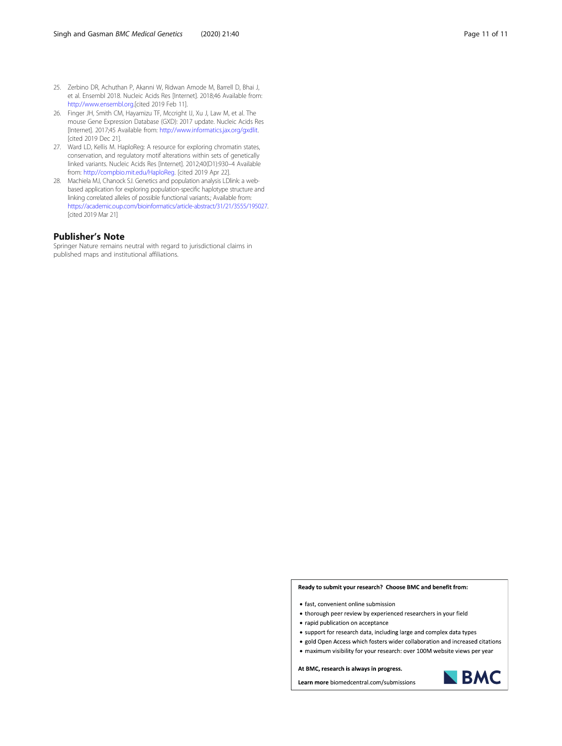25. Zerbino DR, Achuthan P, Akanni W, Ridwan Amode M, Barrell D, Bhai J, et al. Ensembl 2018. Nucleic Acids Res [Internet]. 2018;46 Available from: http://www.ensembl.org.[cited 2019 Feb 11].
26. Finger JH, Smith CM, Hayamizu TF, Mccright IJ, Xu J, Law M, et al. The mouse Gene Expression Database (GXD): 2017 update. Nucleic Acids Res [Internet]. 2017;45 Available from: http://www.informatics.jax.org/gxdlit. [cited 2019 Dec 21].
27. Ward LD, Kellis M. HaploReg: A resource for exploring chromatin states, conservation, and regulatory motif alterations within sets of genetically linked variants. Nucleic Acids Res [Internet]. 2012;40(D1):930–4 Available from: http://compbio.mit.edu/HaploReg. [cited 2019 Apr 22].
28. Machiela MJ, Chanock SJ. Genetics and population analysis LDlink: a web-based application for exploring population-specific haplotype structure and linking correlated alleles of possible functional variants.; Available from: https://academic.oup.com/bioinformatics/article-abstract/31/21/3555/195027. [cited 2019 Mar 21]

## Publisher's Note

Springer Nature remains neutral with regard to jurisdictional claims in published maps and institutional affiliations.

**Ready to submit your research? Choose BMC and benefit from:**

- fast, convenient online submission
- thorough peer review by experienced researchers in your field
- rapid publication on acceptance
- support for research data, including large and complex data types
- gold Open Access which fosters wider collaboration and increased citations
- maximum visibility for your research: over 100M website views per year

**At BMC, research is always in progress.**

**Learn more** biomedcentral.com/submissions

BMC